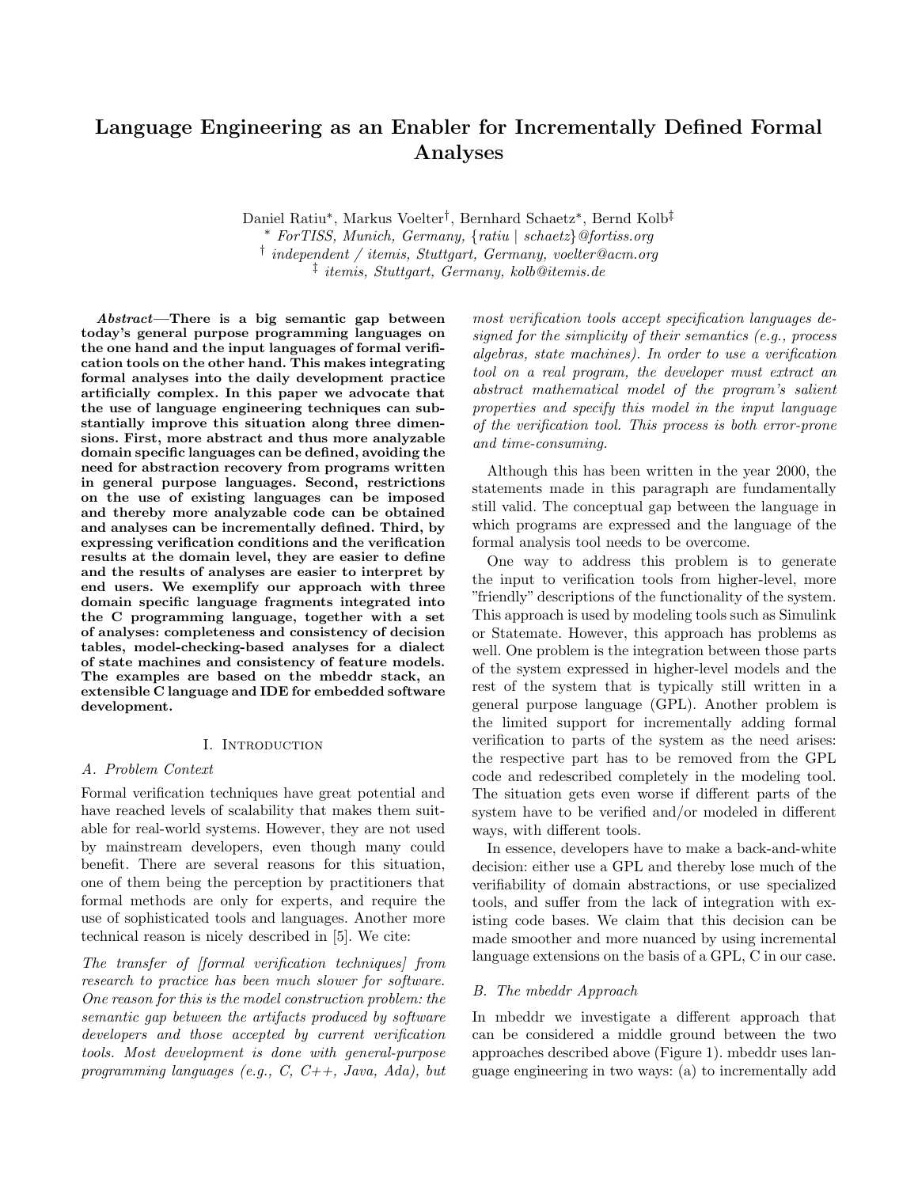# Language Engineering as an Enabler for Incrementally Defined Formal Analyses

Daniel Ratiu*, Markus Voelter†, Bernhard Schaetz*, Bernd Kolb‡

\* *ForTISS, Munich, Germany, {ratiu | schaetz}@fortiss.org*

† *independent / itemis, Stuttgart, Germany, voelter@acm.org*

‡ *itemis, Stuttgart, Germany, kolb@itemis.de*

***Abstract*—There is a big semantic gap between today's general purpose programming languages on the one hand and the input languages of formal verification tools on the other hand. This makes integrating formal analyses into the daily development practice artificially complex. In this paper we advocate that the use of language engineering techniques can substantially improve this situation along three dimensions. First, more abstract and thus more analyzable domain specific languages can be defined, avoiding the need for abstraction recovery from programs written in general purpose languages. Second, restrictions on the use of existing languages can be imposed and thereby more analyzable code can be obtained and analyses can be incrementally defined. Third, by expressing verification conditions and the verification results at the domain level, they are easier to define and the results of analyses are easier to interpret by end users. We exemplify our approach with three domain specific language fragments integrated into the C programming language, together with a set of analyses: completeness and consistency of decision tables, model-checking-based analyses for a dialect of state machines and consistency of feature models. The examples are based on the mbeddr stack, an extensible C language and IDE for embedded software development.**

## I. Introduction

### A. Problem Context

Formal verification techniques have great potential and have reached levels of scalability that makes them suitable for real-world systems. However, they are not used by mainstream developers, even though many could benefit. There are several reasons for this situation, one of them being the perception by practitioners that formal methods are only for experts, and require the use of sophisticated tools and languages. Another more technical reason is nicely described in [5]. We cite:

*The transfer of [formal verification techniques] from research to practice has been much slower for software. One reason for this is the model construction problem: the semantic gap between the artifacts produced by software developers and those accepted by current verification tools. Most development is done with general-purpose programming languages (e.g., C, C++, Java, Ada), but most verification tools accept specification languages designed for the simplicity of their semantics (e.g., process algebras, state machines). In order to use a verification tool on a real program, the developer must extract an abstract mathematical model of the program's salient properties and specify this model in the input language of the verification tool. This process is both error-prone and time-consuming.*

Although this has been written in the year 2000, the statements made in this paragraph are fundamentally still valid. The conceptual gap between the language in which programs are expressed and the language of the formal analysis tool needs to be overcome.

One way to address this problem is to generate the input to verification tools from higher-level, more "friendly" descriptions of the functionality of the system. This approach is used by modeling tools such as Simulink or Statemate. However, this approach has problems as well. One problem is the integration between those parts of the system expressed in higher-level models and the rest of the system that is typically still written in a general purpose language (GPL). Another problem is the limited support for incrementally adding formal verification to parts of the system as the need arises: the respective part has to be removed from the GPL code and redescribed completely in the modeling tool. The situation gets even worse if different parts of the system have to be verified and/or modeled in different ways, with different tools.

In essence, developers have to make a back-and-white decision: either use a GPL and thereby lose much of the verifiability of domain abstractions, or use specialized tools, and suffer from the lack of integration with existing code bases. We claim that this decision can be made smoother and more nuanced by using incremental language extensions on the basis of a GPL, C in our case.

### B. The mbeddr Approach

In mbeddr we investigate a different approach that can be considered a middle ground between the two approaches described above (Figure 1). mbeddr uses language engineering in two ways: (a) to incrementally add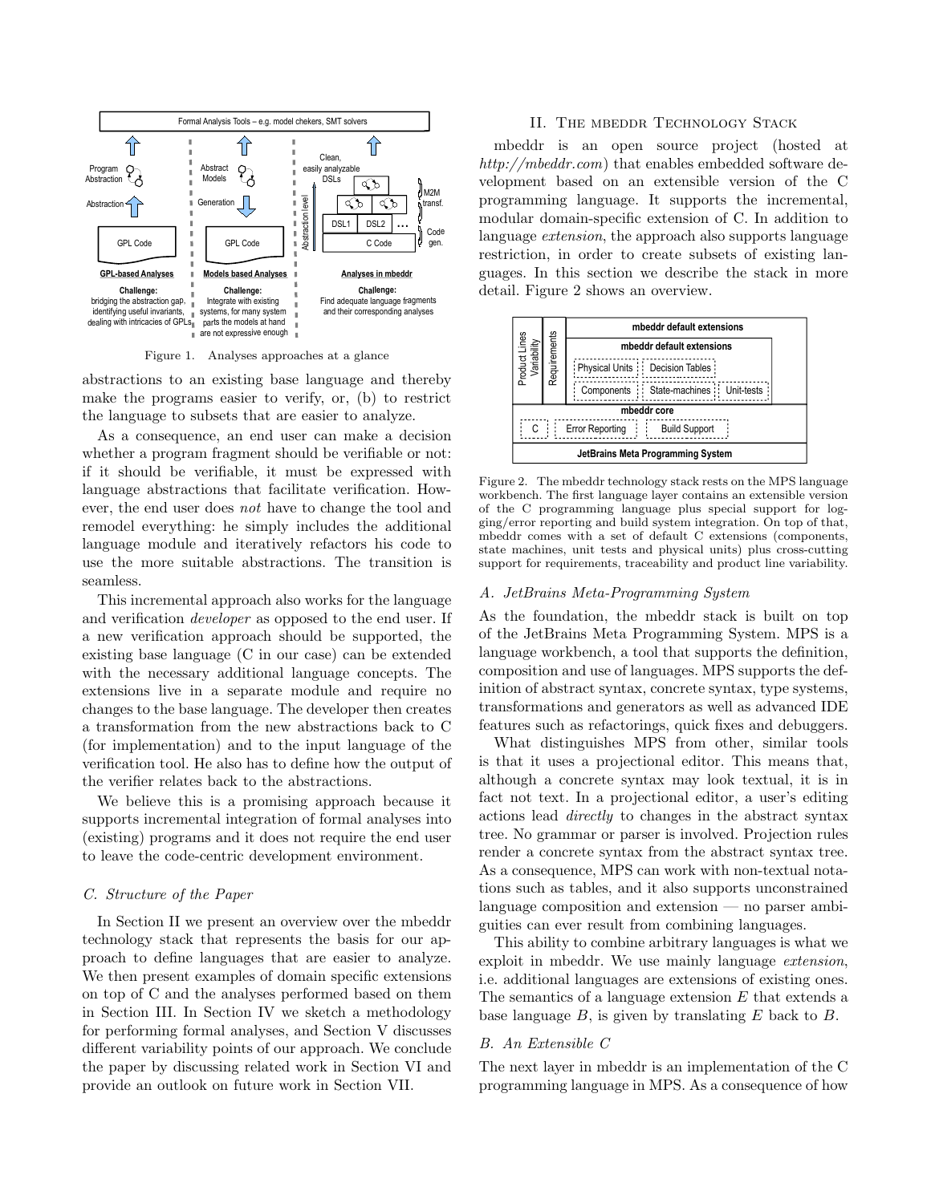Formal Analysis Tools – e.g. model chekers, SMT solvers

Figure 1. Analyses approaches at a glance

abstractions to an existing base language and thereby make the programs easier to verify, or, (b) to restrict the language to subsets that are easier to analyze.

As a consequence, an end user can make a decision whether a program fragment should be verifiable or not: if it should be verifiable, it must be expressed with language abstractions that facilitate verification. However, the end user does *not* have to change the tool and remodel everything: he simply includes the additional language module and iteratively refactors his code to use the more suitable abstractions. The transition is seamless.

This incremental approach also works for the language and verification *developer* as opposed to the end user. If a new verification approach should be supported, the existing base language (C in our case) can be extended with the necessary additional language concepts. The extensions live in a separate module and require no changes to the base language. The developer then creates a transformation from the new abstractions back to C (for implementation) and to the input language of the verification tool. He also has to define how the output of the verifier relates back to the abstractions.

We believe this is a promising approach because it supports incremental integration of formal analyses into (existing) programs and it does not require the end user to leave the code-centric development environment.

### C. Structure of the Paper

In Section II we present an overview over the mbeddr technology stack that represents the basis for our approach to define languages that are easier to analyze. We then present examples of domain specific extensions on top of C and the analyses performed based on them in Section III. In Section IV we sketch a methodology for performing formal analyses, and Section V discusses different variability points of our approach. We conclude the paper by discussing related work in Section VI and provide an outlook on future work in Section VII.

## II. The mbeddr Technology Stack

mbeddr is an open source project (hosted at *http://mbeddr.com*) that enables embedded software development based on an extensible version of the C programming language. It supports the incremental, modular domain-specific extension of C. In addition to language *extension*, the approach also supports language restriction, in order to create subsets of existing languages. In this section we describe the stack in more detail. Figure 2 shows an overview.

Figure 2. The mbeddr technology stack rests on the MPS language workbench. The first language layer contains an extensible version of the C programming language plus special support for logging/error reporting and build system integration. On top of that, mbeddr comes with a set of default C extensions (components, state machines, unit tests and physical units) plus cross-cutting support for requirements, traceability and product line variability.

### A. JetBrains Meta-Programming System

As the foundation, the mbeddr stack is built on top of the JetBrains Meta Programming System. MPS is a language workbench, a tool that supports the definition, composition and use of languages. MPS supports the definition of abstract syntax, concrete syntax, type systems, transformations and generators as well as advanced IDE features such as refactorings, quick fixes and debuggers.

What distinguishes MPS from other, similar tools is that it uses a projectional editor. This means that, although a concrete syntax may look textual, it is in fact not text. In a projectional editor, a user's editing actions lead *directly* to changes in the abstract syntax tree. No grammar or parser is involved. Projection rules render a concrete syntax from the abstract syntax tree. As a consequence, MPS can work with non-textual notations such as tables, and it also supports unconstrained language composition and extension — no parser ambiguities can ever result from combining languages.

This ability to combine arbitrary languages is what we exploit in mbeddr. We use mainly language *extension*, i.e. additional languages are extensions of existing ones. The semantics of a language extension $E$ that extends a base language $B$, is given by translating $E$ back to $B$.

### B. An Extensible C

The next layer in mbeddr is an implementation of the C programming language in MPS. As a consequence of how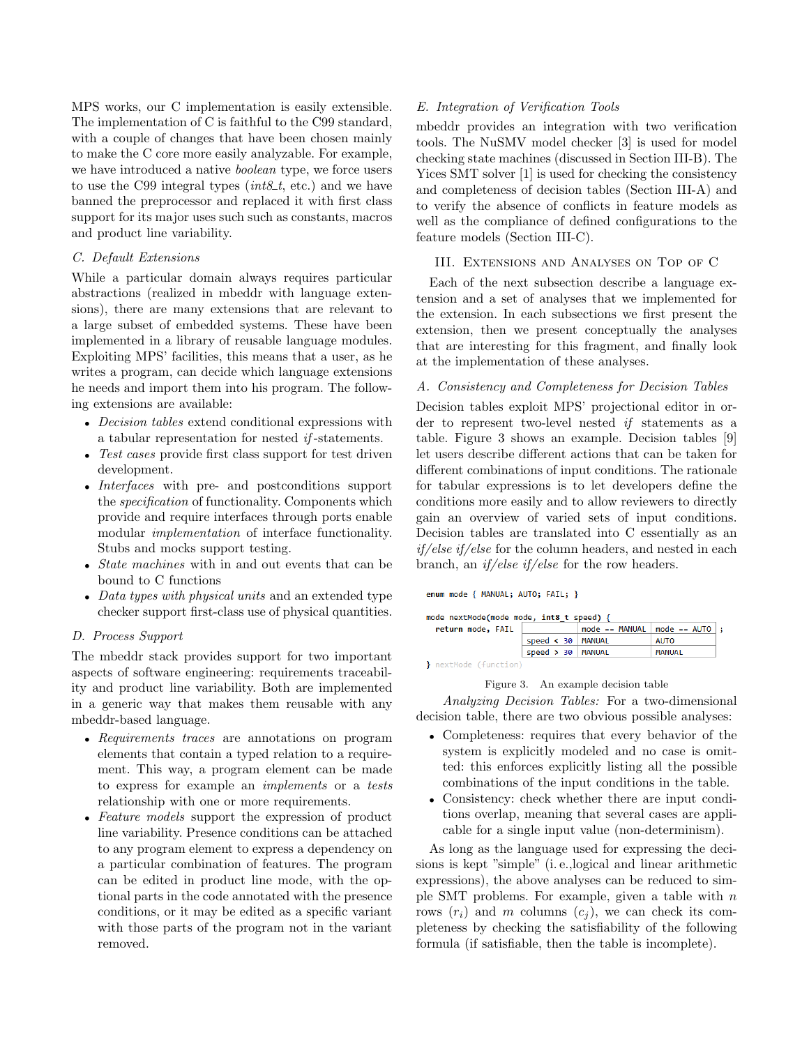MPS works, our C implementation is easily extensible. The implementation of C is faithful to the C99 standard, with a couple of changes that have been chosen mainly to make the C core more easily analyzable. For example, we have introduced a native *boolean* type, we force users to use the C99 integral types (*int8_t*, etc.) and we have banned the preprocessor and replaced it with first class support for its major uses such such as constants, macros and product line variability.

### C. Default Extensions

While a particular domain always requires particular abstractions (realized in mbeddr with language extensions), there are many extensions that are relevant to a large subset of embedded systems. These have been implemented in a library of reusable language modules. Exploiting MPS' facilities, this means that a user, as he writes a program, can decide which language extensions he needs and import them into his program. The following extensions are available:

- *Decision tables* extend conditional expressions with a tabular representation for nested *if*-statements.
- *Test cases* provide first class support for test driven development.
- *Interfaces* with pre- and postconditions support the *specification* of functionality. Components which provide and require interfaces through ports enable modular *implementation* of interface functionality. Stubs and mocks support testing.
- *State machines* with in and out events that can be bound to C functions
- *Data types with physical units* and an extended type checker support first-class use of physical quantities.

### D. Process Support

The mbeddr stack provides support for two important aspects of software engineering: requirements traceability and product line variability. Both are implemented in a generic way that makes them reusable with any mbeddr-based language.

- *Requirements traces* are annotations on program elements that contain a typed relation to a requirement. This way, a program element can be made to express for example an *implements* or a *tests* relationship with one or more requirements.
- *Feature models* support the expression of product line variability. Presence conditions can be attached to any program element to express a dependency on a particular combination of features. The program can be edited in product line mode, with the optional parts in the code annotated with the presence conditions, or it may be edited as a specific variant with those parts of the program not in the variant removed.

### E. Integration of Verification Tools

mbeddr provides an integration with two verification tools. The NuSMV model checker [3] is used for model checking state machines (discussed in Section III-B). The Yices SMT solver [1] is used for checking the consistency and completeness of decision tables (Section III-A) and to verify the absence of conflicts in feature models as well as the compliance of defined configurations to the feature models (Section III-C).

## III. Extensions and Analyses on Top of C

Each of the next subsection describe a language extension and a set of analyses that we implemented for the extension. In each subsections we first present the extension, then we present conceptually the analyses that are interesting for this fragment, and finally look at the implementation of these analyses.

### A. Consistency and Completeness for Decision Tables

Decision tables exploit MPS' projectional editor in order to represent two-level nested *if* statements as a table. Figure 3 shows an example. Decision tables [9] let users describe different actions that can be taken for different combinations of input conditions. The rationale for tabular expressions is to let developers define the conditions more easily and to allow reviewers to directly gain an overview of varied sets of input conditions. Decision tables are translated into C essentially as an *if/else if/else* for the column headers, and nested in each branch, an *if/else if/else* for the row headers.

```
enum mode { MANUAL; AUTO; FAIL; }

mode nextMode(mode mode, int8_t speed) {
  return mode, FAIL |             | mode == MANUAL | mode == AUTO | ;
                    | speed < 30  | MANUAL         | AUTO         |
                    | speed > 30  | MANUAL         | MANUAL       |
} nextMode (function)
```

Figure 3. An example decision table

*Analyzing Decision Tables:* For a two-dimensional decision table, there are two obvious possible analyses:

- Completeness: requires that every behavior of the system is explicitly modeled and no case is omitted: this enforces explicitly listing all the possible combinations of the input conditions in the table.
- Consistency: check whether there are input conditions overlap, meaning that several cases are applicable for a single input value (non-determinism).

As long as the language used for expressing the decisions is kept "simple" (i. e.,logical and linear arithmetic expressions), the above analyses can be reduced to simple SMT problems. For example, given a table with $n$ rows ($r_i$) and $m$ columns ($c_j$), we can check its completeness by checking the satisfiability of the following formula (if satisfiable, then the table is incomplete).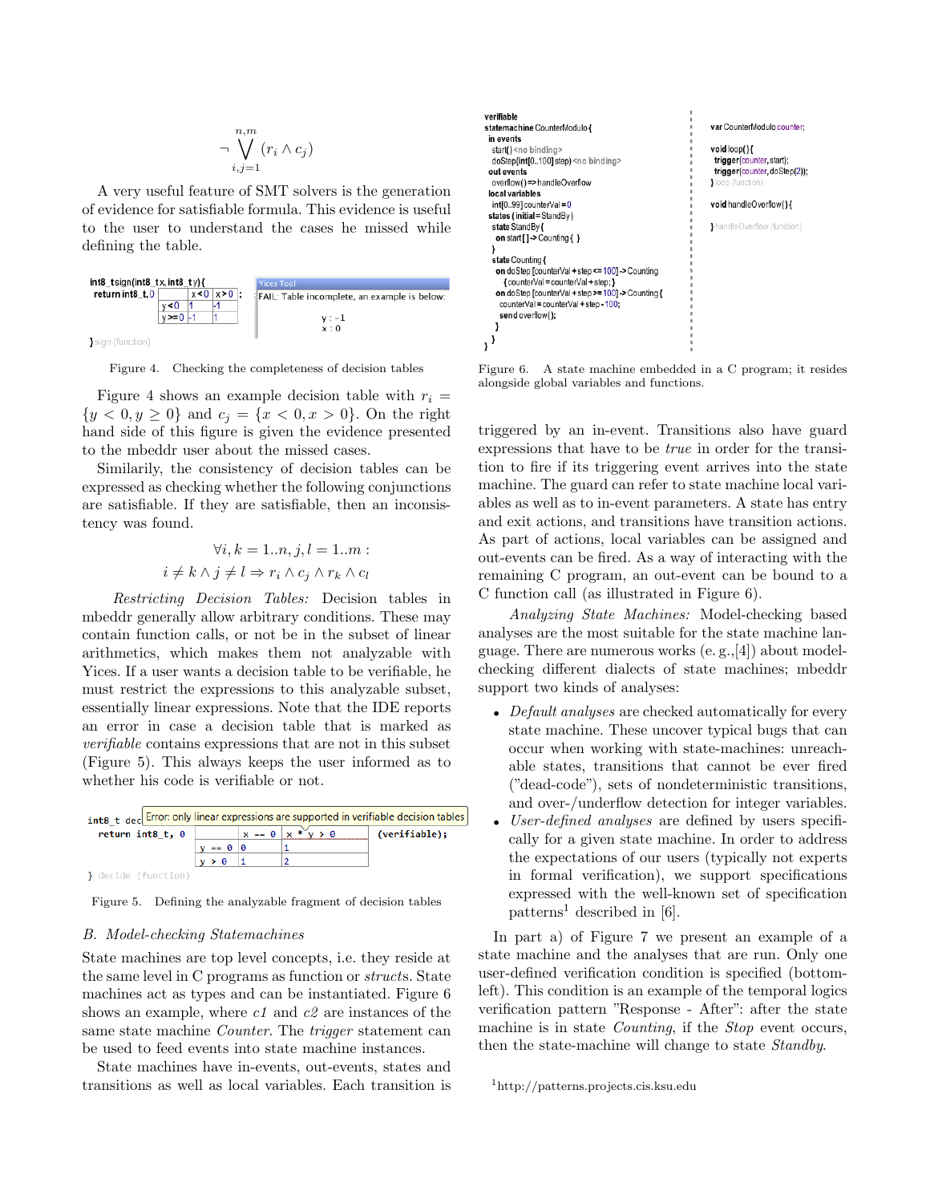$$\neg \bigvee_{i,j=1}^{n,m} (r_i \wedge c_j)$$

A very useful feature of SMT solvers is the generation of evidence for satisfiable formula. This evidence is useful to the user to understand the cases he missed while defining the table.

```
int8_t sign(int8_t x, int8_t y) {
  return int8_t, 0 |       | x < 0 | x > 0 | ;
                   | y < 0 | 1     | -1    |
                   | y >= 0| -1    | 1     |
} sign (function)
```

```
Yices Tool
FAIL: Table incomplete, an example is below:
    y : -1
    x : 0
```

Figure 4. Checking the completeness of decision tables

Figure 4 shows an example decision table with $r_i = \{y < 0, y \geq 0\}$ and $c_j = \{x < 0, x > 0\}$. On the right hand side of this figure is given the evidence presented to the mbeddr user about the missed cases.

Similarily, the consistency of decision tables can be expressed as checking whether the following conjunctions are satisfiable. If they are satisfiable, then an inconsistency was found.

$$\forall i, k = 1..n, j, l = 1..m :$$
$$i \neq k \wedge j \neq l \Rightarrow r_i \wedge c_j \wedge r_k \wedge c_l$$

*Restricting Decision Tables:* Decision tables in mbeddr generally allow arbitrary conditions. These may contain function calls, or not be in the subset of linear arithmetics, which makes them not analyzable with Yices. If a user wants a decision table to be verifiable, he must restrict the expressions to this analyzable subset, essentially linear expressions. Note that the IDE reports an error in case a decision table that is marked as *verifiable* contains expressions that are not in this subset (Figure 5). This always keeps the user informed as to whether his code is verifiable or not.

```
int8_t dec  [Error: only linear expressions are supported in verifiable decision tables]
  return int8_t, 0 |        | x == 0 | x * y > 0 | (verifiable);
                   | y == 0 | 0      | 1         |
                   | y > 0  | 1      | 2         |
} decide (function)
```

Figure 5. Defining the analyzable fragment of decision tables

### B. Model-checking Statemachines

State machines are top level concepts, i.e. they reside at the same level in C programs as function or *structs*. State machines act as types and can be instantiated. Figure 6 shows an example, where *c1* and *c2* are instances of the same state machine *Counter*. The *trigger* statement can be used to feed events into state machine instances.

State machines have in-events, out-events, states and transitions as well as local variables. Each transition is triggered by an in-event. Transitions also have guard expressions that have to be *true* in order for the transition to fire if its triggering event arrives into the state machine. The guard can refer to state machine local variables as well as to in-event parameters. A state has entry and exit actions, and transitions have transition actions. As part of actions, local variables can be assigned and out-events can be fired. As a way of interacting with the remaining C program, an out-event can be bound to a C function call (as illustrated in Figure 6).

```
verifiable
statemachine CounterModulo {
  in events
    start() <no binding>
    doStep(int[0..100] step) <no binding>
  out events
    overflow() => handleOverflow
  local variables
    int[0..99] counterVal = 0
  states ( initial = StandBy )
    state StandBy {
      on start [ ] -> Counting { }
    }
    state Counting {
      on doStep [counterVal + step <= 100] -> Counting
        { counterVal = counterVal + step; }
      on doStep [counterVal + step >= 100] -> Counting {
        counterVal = counterVal + step - 100;
        send overflow();
      }
    }
}
```

```
var CounterModulo counter;

void loop() {
  trigger(counter, start);
  trigger(counter, doStep(2));
} loop (function)

void handleOverflow() {

} handleOverflow (function)
```

Figure 6. A state machine embedded in a C program; it resides alongside global variables and functions.

*Analyzing State Machines:* Model-checking based analyses are the most suitable for the state machine language. There are numerous works (e. g.,[4]) about model-checking different dialects of state machines; mbeddr support two kinds of analyses:

- *Default analyses* are checked automatically for every state machine. These uncover typical bugs that can occur when working with state-machines: unreachable states, transitions that cannot be ever fired ("dead-code"), sets of nondeterministic transitions, and over-/underflow detection for integer variables.
- *User-defined analyses* are defined by users specifically for a given state machine. In order to address the expectations of our users (typically not experts in formal verification), we support specifications expressed with the well-known set of specification patterns[1] described in [6].

In part a) of Figure 7 we present an example of a state machine and the analyses that are run. Only one user-defined verification condition is specified (bottom-left). This condition is an example of the temporal logics verification pattern "Response - After": after the state machine is in state *Counting*, if the *Stop* event occurs, then the state-machine will change to state *Standby*.

[1] http://patterns.projects.cis.ksu.edu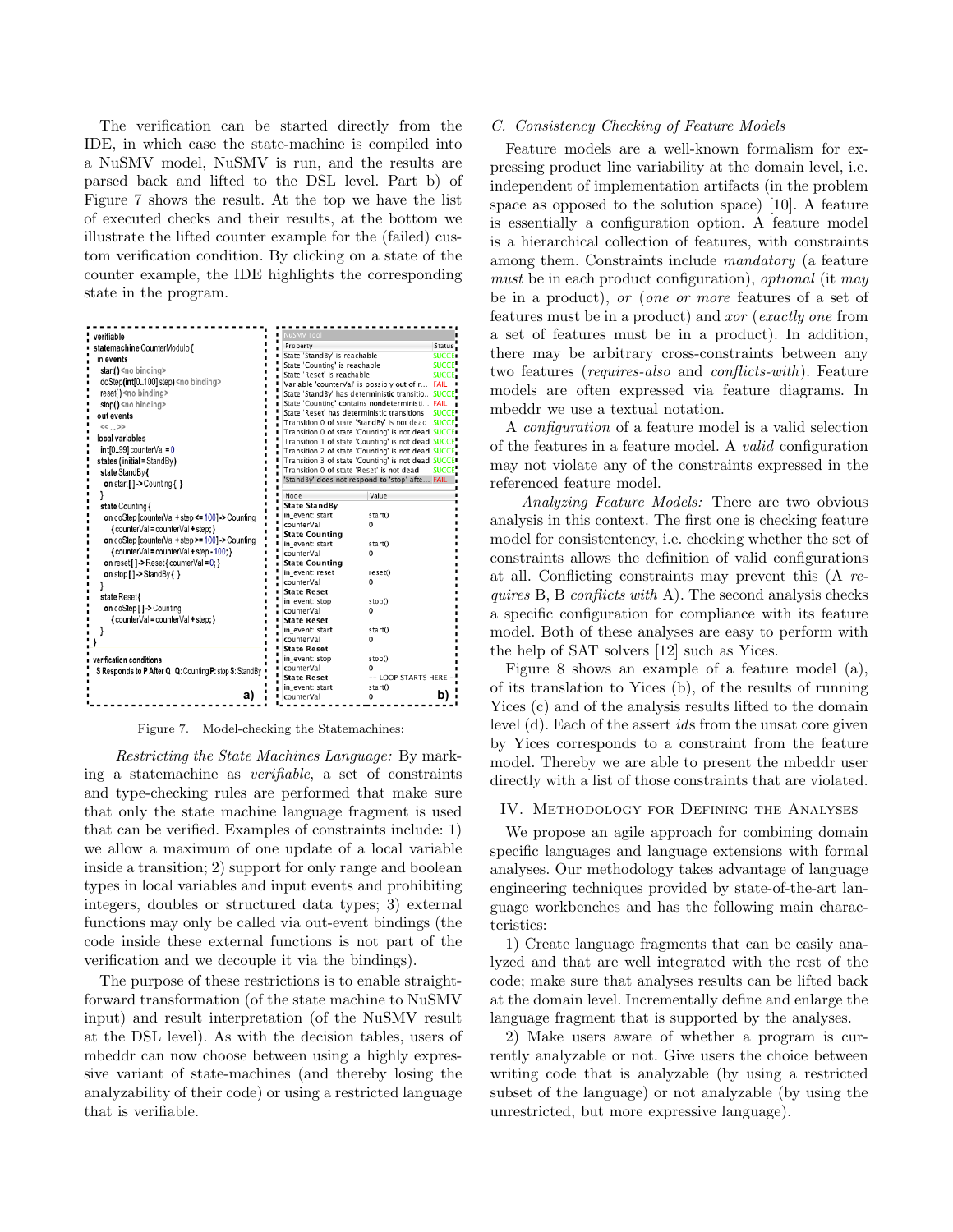The verification can be started directly from the IDE, in which case the state-machine is compiled into a NuSMV model, NuSMV is run, and the results are parsed back and lifted to the DSL level. Part b) of Figure 7 shows the result. At the top we have the list of executed checks and their results, at the bottom we illustrate the lifted counter example for the (failed) custom verification condition. By clicking on a state of the counter example, the IDE highlights the corresponding state in the program.

a)

```
verifiable
statemachine CounterModulo {
  in events
    start() <no binding>
    doStep(int[0..100] step) <no binding>
    reset() <no binding>
    stop() <no binding>
  out events
    << ... >>
  local variables
    int[0..99] counterVal = 0
  states ( initial = StandBy )
    state StandBy {
      on start [ ] -> Counting { }
    }
    state Counting {
      on doStep [counterVal + step <= 100] -> Counting
          { counterVal = counterVal + step; }
      on doStep [counterVal + step >= 100] -> Counting
          { counterVal = counterVal + step - 100; }
      on reset [ ] -> Reset { counterVal = 0; }
      on stop [ ] -> StandBy { }
    }
    state Reset {
      on doStep [ ] -> Counting
          { counterVal = counterVal + step; }
    }
}

verification conditions
  S Responds to P After Q  Q: Counting P: stop S: StandBy
```

b) NuSMV Tool

| Property | Status |
|---|---|
| State 'StandBy' is reachable | SUCCESS |
| State 'Counting' is reachable | SUCCESS |
| State 'Reset' is reachable | SUCCESS |
| Variable 'counterVal' is possibly out of r... | FAIL |
| State 'StandBy' has deterministic transitio... | SUCCESS |
| State 'Counting' contains nondeterministi... | FAIL |
| State 'Reset' has deterministic transitions | SUCCESS |
| Transition 0 of state 'StandBy' is not dead | SUCCESS |
| Transition 0 of state 'Counting' is not dead | SUCCESS |
| Transition 1 of state 'Counting' is not dead | SUCCESS |
| Transition 2 of state 'Counting' is not dead | SUCCESS |
| Transition 3 of state 'Counting' is not dead | SUCCESS |
| Transition 0 of state 'Reset' is not dead | SUCCESS |
| 'StandBy' does not respond to 'stop' afte... | FAIL |

| Node | Value |
|---|---|
| **State StandBy** | |
| in_event: start | start() |
| counterVal | 0 |
| **State Counting** | |
| in_event: start | start() |
| counterVal | 0 |
| **State Counting** | |
| in_event: reset | reset() |
| counterVal | 0 |
| **State Reset** | |
| in_event: stop | stop() |
| counterVal | 0 |
| **State Reset** | |
| in_event: start | start() |
| counterVal | 0 |
| **State Reset** | |
| in_event: stop | stop() |
| counterVal | 0 |
| **State Reset** | -- LOOP STARTS HERE -- |
| in_event: start | start() |
| counterVal | 0 |

Figure 7. Model-checking the Statemachines:

*Restricting the State Machines Language:* By marking a statemachine as *verifiable*, a set of constraints and type-checking rules are performed that make sure that only the state machine language fragment is used that can be verified. Examples of constraints include: 1) we allow a maximum of one update of a local variable inside a transition; 2) support for only range and boolean types in local variables and input events and prohibiting integers, doubles or structured data types; 3) external functions may only be called via out-event bindings (the code inside these external functions is not part of the verification and we decouple it via the bindings).

The purpose of these restrictions is to enable straightforward transformation (of the state machine to NuSMV input) and result interpretation (of the NuSMV result at the DSL level). As with the decision tables, users of mbeddr can now choose between using a highly expressive variant of state-machines (and thereby losing the analyzability of their code) or using a restricted language that is verifiable.

### C. Consistency Checking of Feature Models

Feature models are a well-known formalism for expressing product line variability at the domain level, i.e. independent of implementation artifacts (in the problem space as opposed to the solution space) [10]. A feature is essentially a configuration option. A feature model is a hierarchical collection of features, with constraints among them. Constraints include *mandatory* (a feature *must* be in each product configuration), *optional* (it *may* be in a product), *or* (*one or more* features of a set of features must be in a product) and *xor* (*exactly one* from a set of features must be in a product). In addition, there may be arbitrary cross-constraints between any two features (*requires-also* and *conflicts-with*). Feature models are often expressed via feature diagrams. In mbeddr we use a textual notation.

A *configuration* of a feature model is a valid selection of the features in a feature model. A *valid* configuration may not violate any of the constraints expressed in the referenced feature model.

*Analyzing Feature Models:* There are two obvious analysis in this context. The first one is checking feature model for consistency, i.e. checking whether the set of constraints allows the definition of valid configurations at all. Conflicting constraints may prevent this (A *requires* B, B *conflicts with* A). The second analysis checks a specific configuration for compliance with its feature model. Both of these analyses are easy to perform with the help of SAT solvers [12] such as Yices.

Figure 8 shows an example of a feature model (a), of its translation to Yices (b), of the results of running Yices (c) and of the analysis results lifted to the domain level (d). Each of the assert *ids* from the unsat core given by Yices corresponds to a constraint from the feature model. Thereby we are able to present the mbeddr user directly with a list of those constraints that are violated.

## IV. Methodology for Defining the Analyses

We propose an agile approach for combining domain specific languages and language extensions with formal analyses. Our methodology takes advantage of language engineering techniques provided by state-of-the-art language workbenches and has the following main characteristics:

1) Create language fragments that can be easily analyzed and that are well integrated with the rest of the code; make sure that analyses results can be lifted back at the domain level. Incrementally define and enlarge the language fragment that is supported by the analyses.

2) Make users aware of whether a program is currently analyzable or not. Give users the choice between writing code that is analyzable (by using a restricted subset of the language) or not analyzable (by using the unrestricted, but more expressive language).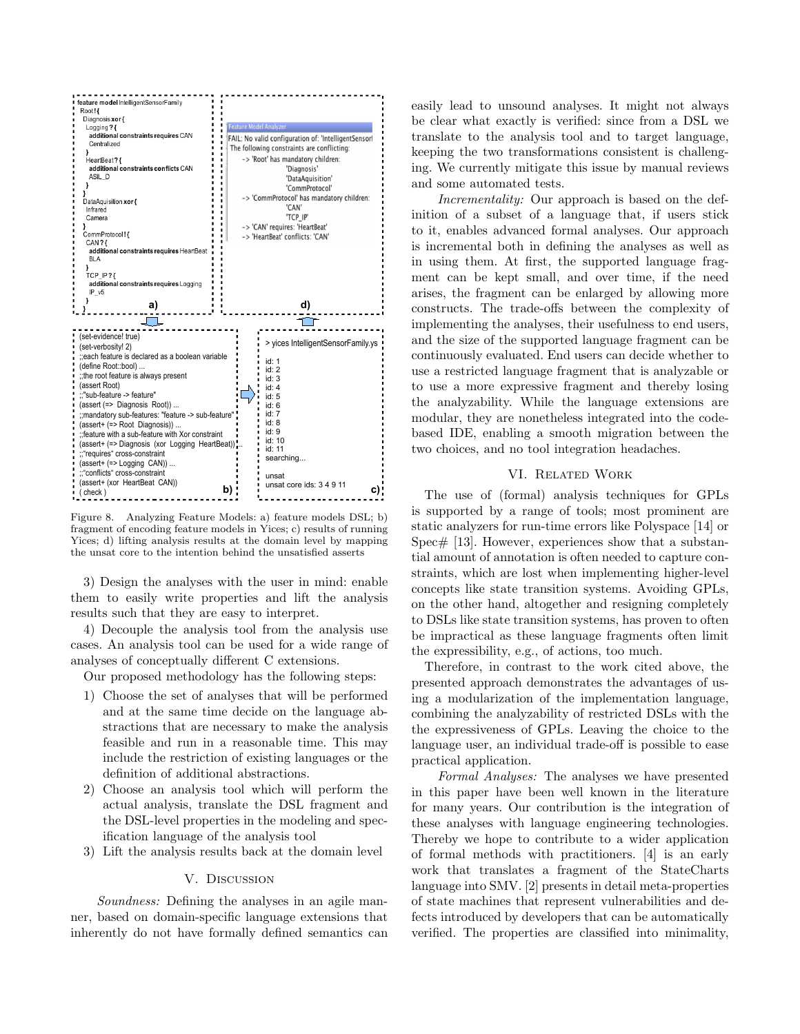```
feature model IntelligentSensorFamily
 Root ! {
  Diagnosis xor {
   Logging ? {
    additional constraints requires CAN
    Centralized
   }
   HeartBeat ? {
    additional constraints conflicts CAN
    ASIL_D
   }
  }
  DataAquisition xor {
   Infrared
   Camera
  }
  CommProtocol ! {
   CAN ? {
    additional constraints requires HeartBeat
    BLA
   }
   TCP_IP ? {
    additional constraints requires Logging
    IP_v5
   }
  }
 }
```

a)

```
Feature Model Analyzer
FAIL: No valid configuration of: 'IntelligentSensorI
The following constraints are conflicting:
  -> 'Root' has mandatory children:
        'Diagnosis'
        'DataAquisition'
        'CommProtocol'
  -> 'CommProtocol' has mandatory children:
        'CAN'
        'TCP_IP'
  -> 'CAN' requires: 'HeartBeat'
  -> 'HeartBeat' conflicts: 'CAN'
```

d)

```
(set-evidence! true)
(set-verbosity! 2)
;;each feature is declared as a boolean variable
(define Root::bool) ...
;;the root feature is always present
(assert Root)
;;"sub-feature -> feature"
(assert (=> Diagnosis Root)) ...
;;mandatory sub-features: "feature -> sub-feature"
(assert+ (=> Root Diagnosis)) ...
;;feature with a sub-feature with Xor constraint
(assert+ (=> Diagnosis (xor Logging HeartBeat)))...
;;"requires" cross-constraint
(assert+ (=> Logging CAN)) ...
;;"conflicts" cross-constraint
(assert+ (xor HeartBeat CAN))
( check )
```

b)

```
> yices IntelligentSensorFamily.ys

id: 1
id: 2
id: 3
id: 4
id: 5
id: 6
id: 7
id: 8
id: 9
id: 10
id: 11
searching...

unsat
unsat core ids: 3 4 9 11
```

c)

Figure 8. Analyzing Feature Models: a) feature models DSL; b) fragment of encoding feature models in Yices; c) results of running Yices; d) lifting analysis results at the domain level by mapping the unsat core to the intention behind the unsatisfied asserts

3) Design the analyses with the user in mind: enable them to easily write properties and lift the analysis results such that they are easy to interpret.

4) Decouple the analysis tool from the analysis use cases. An analysis tool can be used for a wide range of analyses of conceptually different C extensions.

Our proposed methodology has the following steps:

1) Choose the set of analyses that will be performed and at the same time decide on the language abstractions that are necessary to make the analysis feasible and run in a reasonable time. This may include the restriction of existing languages or the definition of additional abstractions.
2) Choose an analysis tool which will perform the actual analysis, translate the DSL fragment and the DSL-level properties in the modeling and specification language of the analysis tool
3) Lift the analysis results back at the domain level

## V. Discussion

*Soundness:* Defining the analyses in an agile manner, based on domain-specific language extensions that inherently do not have formally defined semantics can easily lead to unsound analyses. It might not always be clear what exactly is verified: since from a DSL we translate to the analysis tool and to target language, keeping the two transformations consistent is challenging. We currently mitigate this issue by manual reviews and some automated tests.

*Incrementality:* Our approach is based on the definition of a subset of a language that, if users stick to it, enables advanced formal analyses. Our approach is incremental both in defining the analyses as well as in using them. At first, the supported language fragment can be kept small, and over time, if the need arises, the fragment can be enlarged by allowing more constructs. The trade-offs between the complexity of implementing the analyses, their usefulness to end users, and the size of the supported language fragment can be continuously evaluated. End users can decide whether to use a restricted language fragment that is analyzable or to use a more expressive fragment and thereby losing the analyzability. While the language extensions are modular, they are nonetheless integrated into the code-based IDE, enabling a smooth migration between the two choices, and no tool integration headaches.

## VI. Related Work

The use of (formal) analysis techniques for GPLs is supported by a range of tools; most prominent are static analyzers for run-time errors like Polyspace [14] or Spec# [13]. However, experiences show that a substantial amount of annotation is often needed to capture constraints, which are lost when implementing higher-level concepts like state transition systems. Avoiding GPLs, on the other hand, altogether and resigning completely to DSLs like state transition systems, has proven to often be impractical as these language fragments often limit the expressibility, e.g., of actions, too much.

Therefore, in contrast to the work cited above, the presented approach demonstrates the advantages of using a modularization of the implementation language, combining the analyzability of restricted DSLs with the the expressiveness of GPLs. Leaving the choice to the language user, an individual trade-off is possible to ease practical application.

*Formal Analyses:* The analyses we have presented in this paper have been well known in the literature for many years. Our contribution is the integration of these analyses with language engineering technologies. Thereby we hope to contribute to a wider application of formal methods with practitioners. [4] is an early work that translates a fragment of the StateCharts language into SMV. [2] presents in detail meta-properties of state machines that represent vulnerabilities and defects introduced by developers that can be automatically verified. The properties are classified into minimality,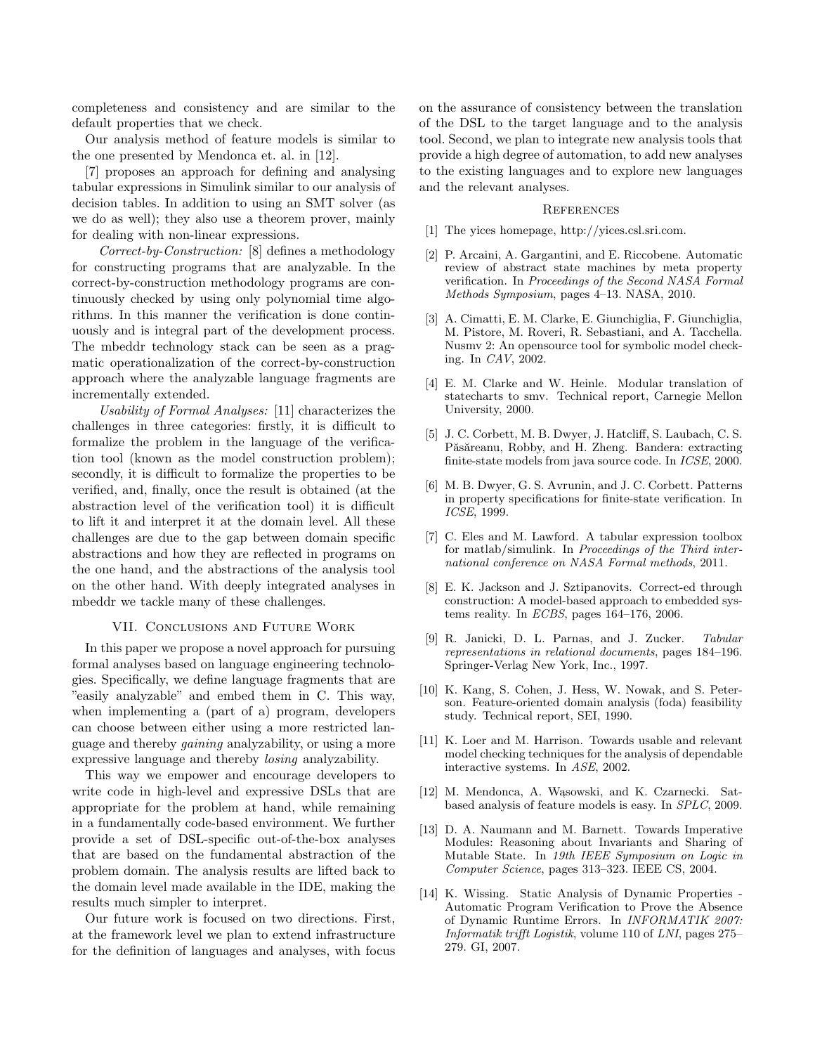completeness and consistency and are similar to the default properties that we check.

Our analysis method of feature models is similar to the one presented by Mendonca et. al. in [12].

[7] proposes an approach for defining and analysing tabular expressions in Simulink similar to our analysis of decision tables. In addition to using an SMT solver (as we do as well); they also use a theorem prover, mainly for dealing with non-linear expressions.

*Correct-by-Construction:* [8] defines a methodology for constructing programs that are analyzable. In the correct-by-construction methodology programs are continuously checked by using only polynomial time algorithms. In this manner the verification is done continuously and is integral part of the development process. The mbeddr technology stack can be seen as a pragmatic operationalization of the correct-by-construction approach where the analyzable language fragments are incrementally extended.

*Usability of Formal Analyses:* [11] characterizes the challenges in three categories: firstly, it is difficult to formalize the problem in the language of the verification tool (known as the model construction problem); secondly, it is difficult to formalize the properties to be verified, and, finally, once the result is obtained (at the abstraction level of the verification tool) it is difficult to lift it and interpret it at the domain level. All these challenges are due to the gap between domain specific abstractions and how they are reflected in programs on the one hand, and the abstractions of the analysis tool on the other hand. With deeply integrated analyses in mbeddr we tackle many of these challenges.

## VII. Conclusions and Future Work

In this paper we propose a novel approach for pursuing formal analyses based on language engineering technologies. Specifically, we define language fragments that are "easily analyzable" and embed them in C. This way, when implementing a (part of a) program, developers can choose between either using a more restricted language and thereby *gaining* analyzability, or using a more expressive language and thereby *losing* analyzability.

This way we empower and encourage developers to write code in high-level and expressive DSLs that are appropriate for the problem at hand, while remaining in a fundamentally code-based environment. We further provide a set of DSL-specific out-of-the-box analyses that are based on the fundamental abstraction of the problem domain. The analysis results are lifted back to the domain level made available in the IDE, making the results much simpler to interpret.

Our future work is focused on two directions. First, at the framework level we plan to extend infrastructure for the definition of languages and analyses, with focus on the assurance of consistency between the translation of the DSL to the target language and to the analysis tool. Second, we plan to integrate new analysis tools that provide a high degree of automation, to add new analyses to the existing languages and to explore new languages and the relevant analyses.

## References

[1] The yices homepage, http://yices.csl.sri.com.

[2] P. Arcaini, A. Gargantini, and E. Riccobene. Automatic review of abstract state machines by meta property verification. In *Proceedings of the Second NASA Formal Methods Symposium*, pages 4–13. NASA, 2010.

[3] A. Cimatti, E. M. Clarke, E. Giunchiglia, F. Giunchiglia, M. Pistore, M. Roveri, R. Sebastiani, and A. Tacchella. Nusmv 2: An opensource tool for symbolic model checking. In *CAV*, 2002.

[4] E. M. Clarke and W. Heinle. Modular translation of statecharts to smv. Technical report, Carnegie Mellon University, 2000.

[5] J. C. Corbett, M. B. Dwyer, J. Hatcliff, S. Laubach, C. S. Păsăreanu, Robby, and H. Zheng. Bandera: extracting finite-state models from java source code. In *ICSE*, 2000.

[6] M. B. Dwyer, G. S. Avrunin, and J. C. Corbett. Patterns in property specifications for finite-state verification. In *ICSE*, 1999.

[7] C. Eles and M. Lawford. A tabular expression toolbox for matlab/simulink. In *Proceedings of the Third international conference on NASA Formal methods*, 2011.

[8] E. K. Jackson and J. Sztipanovits. Correct-ed through construction: A model-based approach to embedded systems reality. In *ECBS*, pages 164–176, 2006.

[9] R. Janicki, D. L. Parnas, and J. Zucker. *Tabular representations in relational documents*, pages 184–196. Springer-Verlag New York, Inc., 1997.

[10] K. Kang, S. Cohen, J. Hess, W. Nowak, and S. Peterson. Feature-oriented domain analysis (foda) feasibility study. Technical report, SEI, 1990.

[11] K. Loer and M. Harrison. Towards usable and relevant model checking techniques for the analysis of dependable interactive systems. In *ASE*, 2002.

[12] M. Mendonca, A. Wąsowski, and K. Czarnecki. Sat-based analysis of feature models is easy. In *SPLC*, 2009.

[13] D. A. Naumann and M. Barnett. Towards Imperative Modules: Reasoning about Invariants and Sharing of Mutable State. In *19th IEEE Symposium on Logic in Computer Science*, pages 313–323. IEEE CS, 2004.

[14] K. Wissing. Static Analysis of Dynamic Properties - Automatic Program Verification to Prove the Absence of Dynamic Runtime Errors. In *INFORMATIK 2007: Informatik trifft Logistik*, volume 110 of *LNI*, pages 275–279. GI, 2007.